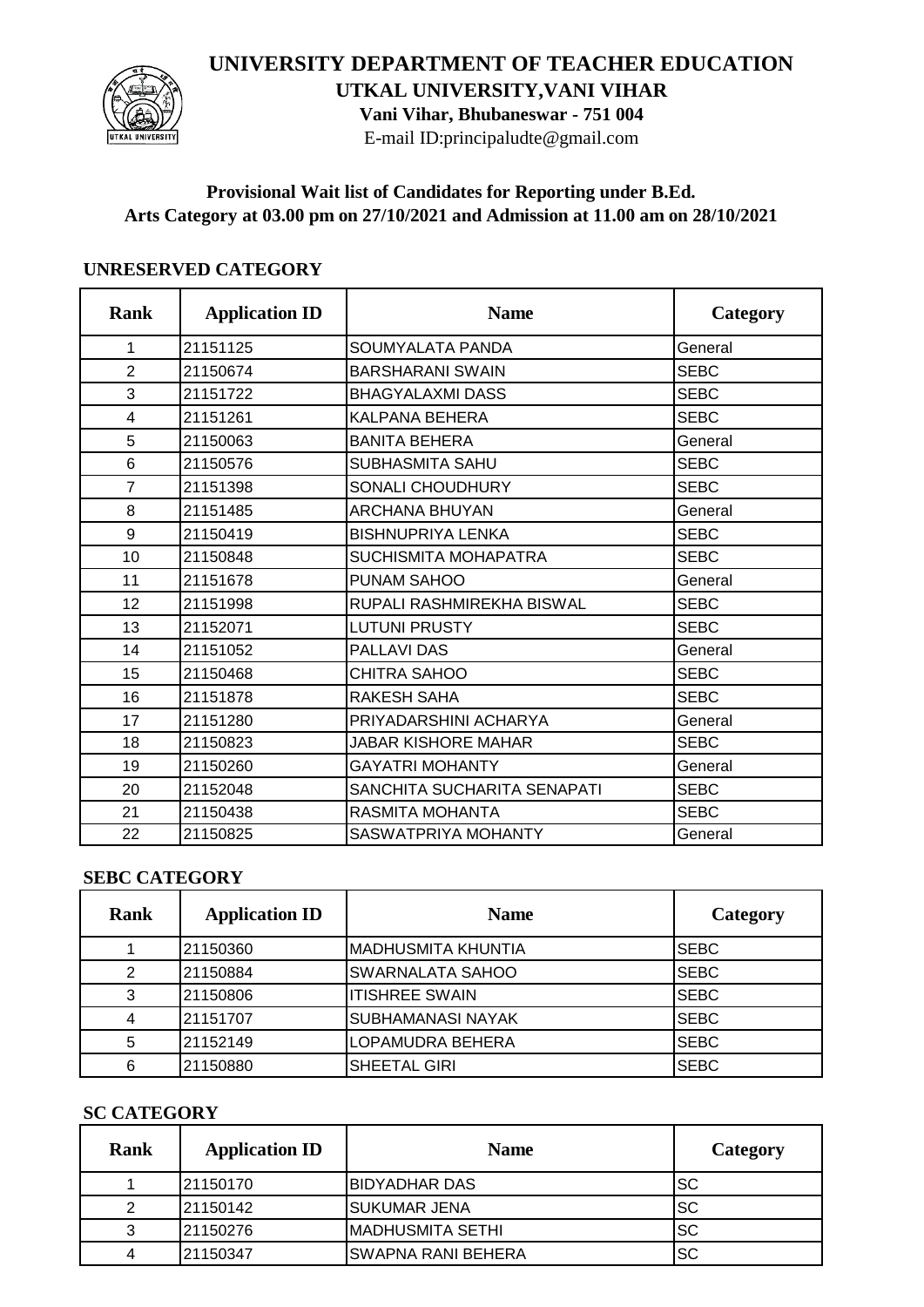# UNIVERSITY DEPARTMENT OF TEACHER EDUCATION
## UTKAL UNIVERSITY,VANI VIHAR
**Vani Vihar, Bhubaneswar - 751 004**

E-mail ID:principaludte@gmail.com

**Provisional Wait list of Candidates for Reporting under B.Ed. Arts Category at 03.00 pm on 27/10/2021 and Admission at 11.00 am on 28/10/2021**

### UNRESERVED CATEGORY

| Rank | Application ID | Name | Category |
|---|---|---|---|
| 1 | 21151125 | SOUMYALATA PANDA | General |
| 2 | 21150674 | BARSHARANI SWAIN | SEBC |
| 3 | 21151722 | BHAGYALAXMI DASS | SEBC |
| 4 | 21151261 | KALPANA BEHERA | SEBC |
| 5 | 21150063 | BANITA BEHERA | General |
| 6 | 21150576 | SUBHASMITA SAHU | SEBC |
| 7 | 21151398 | SONALI CHOUDHURY | SEBC |
| 8 | 21151485 | ARCHANA BHUYAN | General |
| 9 | 21150419 | BISHNUPRIYA LENKA | SEBC |
| 10 | 21150848 | SUCHISMITA MOHAPATRA | SEBC |
| 11 | 21151678 | PUNAM SAHOO | General |
| 12 | 21151998 | RUPALI RASHMIREKHA BISWAL | SEBC |
| 13 | 21152071 | LUTUNI PRUSTY | SEBC |
| 14 | 21151052 | PALLAVI DAS | General |
| 15 | 21150468 | CHITRA SAHOO | SEBC |
| 16 | 21151878 | RAKESH SAHA | SEBC |
| 17 | 21151280 | PRIYADARSHINI ACHARYA | General |
| 18 | 21150823 | JABAR KISHORE MAHAR | SEBC |
| 19 | 21150260 | GAYATRI MOHANTY | General |
| 20 | 21152048 | SANCHITA SUCHARITA SENAPATI | SEBC |
| 21 | 21150438 | RASMITA MOHANTA | SEBC |
| 22 | 21150825 | SASWATPRIYA MOHANTY | General |

### SEBC CATEGORY

| Rank | Application ID | Name | Category |
|---|---|---|---|
| 1 | 21150360 | MADHUSMITA KHUNTIA | SEBC |
| 2 | 21150884 | SWARNALATA SAHOO | SEBC |
| 3 | 21150806 | ITISHREE SWAIN | SEBC |
| 4 | 21151707 | SUBHAMANASI NAYAK | SEBC |
| 5 | 21152149 | LOPAMUDRA BEHERA | SEBC |
| 6 | 21150880 | SHEETAL GIRI | SEBC |

### SC CATEGORY

| Rank | Application ID | Name | Category |
|---|---|---|---|
| 1 | 21150170 | BIDYADHAR DAS | SC |
| 2 | 21150142 | SUKUMAR JENA | SC |
| 3 | 21150276 | MADHUSMITA SETHI | SC |
| 4 | 21150347 | SWAPNA RANI BEHERA | SC |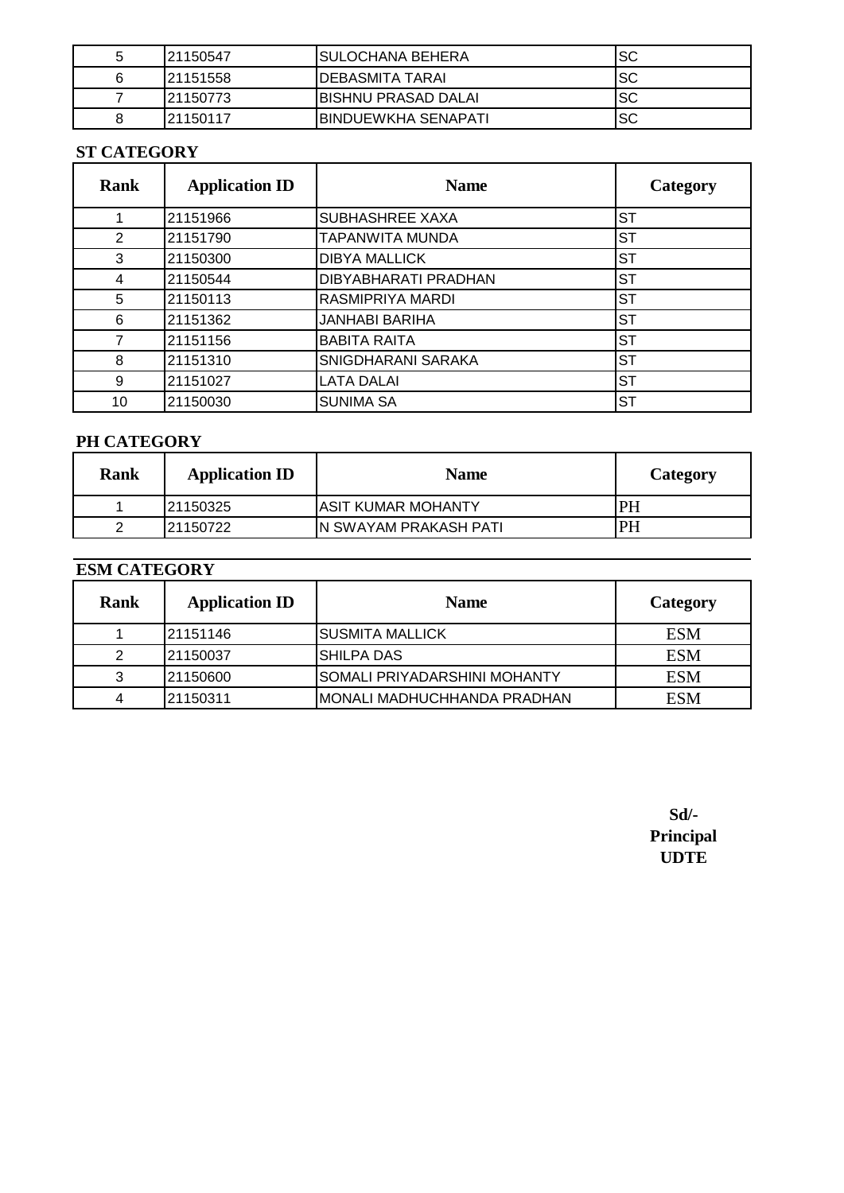| | | | |
|---|---|---|---|
| 5 | 21150547 | SULOCHANA BEHERA | SC |
| 6 | 21151558 | DEBASMITA TARAI | SC |
| 7 | 21150773 | BISHNU PRASAD DALAI | SC |
| 8 | 21150117 | BINDUEWKHA SENAPATI | SC |

**ST CATEGORY**

| Rank | Application ID | Name | Category |
|---|---|---|---|
| 1 | 21151966 | SUBHASHREE XAXA | ST |
| 2 | 21151790 | TAPANWITA MUNDA | ST |
| 3 | 21150300 | DIBYA MALLICK | ST |
| 4 | 21150544 | DIBYABHARATI PRADHAN | ST |
| 5 | 21150113 | RASMIPRIYA MARDI | ST |
| 6 | 21151362 | JANHABI BARIHA | ST |
| 7 | 21151156 | BABITA RAITA | ST |
| 8 | 21151310 | SNIGDHARANI SARAKA | ST |
| 9 | 21151027 | LATA DALAI | ST |
| 10 | 21150030 | SUNIMA SA | ST |

**PH CATEGORY**

| Rank | Application ID | Name | Category |
|---|---|---|---|
| 1 | 21150325 | ASIT KUMAR MOHANTY | PH |
| 2 | 21150722 | N SWAYAM PRAKASH PATI | PH |

**ESM CATEGORY**

| Rank | Application ID | Name | Category |
|---|---|---|---|
| 1 | 21151146 | SUSMITA MALLICK | ESM |
| 2 | 21150037 | SHILPA DAS | ESM |
| 3 | 21150600 | SOMALI PRIYADARSHINI MOHANTY | ESM |
| 4 | 21150311 | MONALI MADHUCHHANDA PRADHAN | ESM |

**Sd/-**
**Principal**
**UDTE**